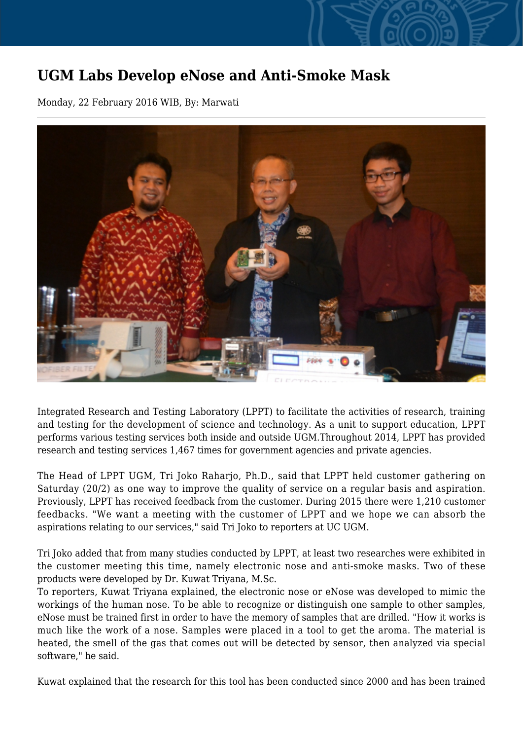# UGM Labs Develop eNose and Anti-Smoke Mask

Monday, 22 February 2016 WIB, By: Marwati

Integrated Research and Testing Laboratory (LPPT) to facilitate the activities of research, training and testing for the development of science and technology. As a unit to support education, LPPT performs various testing services both inside and outside UGM.Throughout 2014, LPPT has provided research and testing services 1,467 times for government agencies and private agencies.

The Head of LPPT UGM, Tri Joko Raharjo, Ph.D., said that LPPT held customer gathering on Saturday (20/2) as one way to improve the quality of service on a regular basis and aspiration. Previously, LPPT has received feedback from the customer. During 2015 there were 1,210 customer feedbacks. "We want a meeting with the customer of LPPT and we hope we can absorb the aspirations relating to our services," said Tri Joko to reporters at UC UGM.

Tri Joko added that from many studies conducted by LPPT, at least two researches were exhibited in the customer meeting this time, namely electronic nose and anti-smoke masks. Two of these products were developed by Dr. Kuwat Triyana, M.Sc.
To reporters, Kuwat Triyana explained, the electronic nose or eNose was developed to mimic the workings of the human nose. To be able to recognize or distinguish one sample to other samples, eNose must be trained first in order to have the memory of samples that are drilled. "How it works is much like the work of a nose. Samples were placed in a tool to get the aroma. The material is heated, the smell of the gas that comes out will be detected by sensor, then analyzed via special software," he said.

Kuwat explained that the research for this tool has been conducted since 2000 and has been trained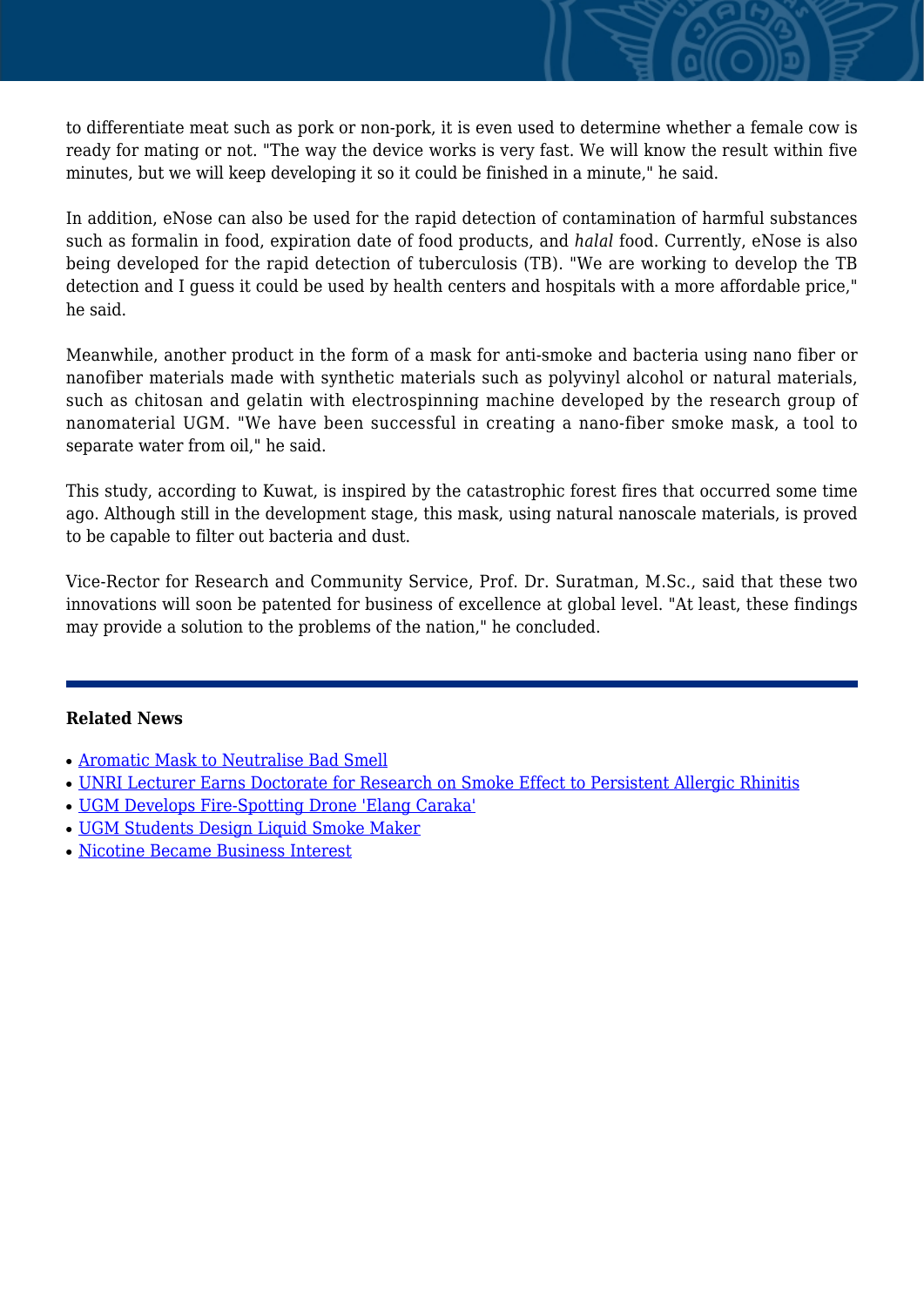to differentiate meat such as pork or non-pork, it is even used to determine whether a female cow is ready for mating or not. "The way the device works is very fast. We will know the result within five minutes, but we will keep developing it so it could be finished in a minute," he said.

In addition, eNose can also be used for the rapid detection of contamination of harmful substances such as formalin in food, expiration date of food products, and *halal* food. Currently, eNose is also being developed for the rapid detection of tuberculosis (TB). "We are working to develop the TB detection and I guess it could be used by health centers and hospitals with a more affordable price," he said.

Meanwhile, another product in the form of a mask for anti-smoke and bacteria using nano fiber or nanofiber materials made with synthetic materials such as polyvinyl alcohol or natural materials, such as chitosan and gelatin with electrospinning machine developed by the research group of nanomaterial UGM. "We have been successful in creating a nano-fiber smoke mask, a tool to separate water from oil," he said.

This study, according to Kuwat, is inspired by the catastrophic forest fires that occurred some time ago. Although still in the development stage, this mask, using natural nanoscale materials, is proved to be capable to filter out bacteria and dust.

Vice-Rector for Research and Community Service, Prof. Dr. Suratman, M.Sc., said that these two innovations will soon be patented for business of excellence at global level. "At least, these findings may provide a solution to the problems of the nation," he concluded.

---

**Related News**

- Aromatic Mask to Neutralise Bad Smell
- UNRI Lecturer Earns Doctorate for Research on Smoke Effect to Persistent Allergic Rhinitis
- UGM Develops Fire-Spotting Drone 'Elang Caraka'
- UGM Students Design Liquid Smoke Maker
- Nicotine Became Business Interest